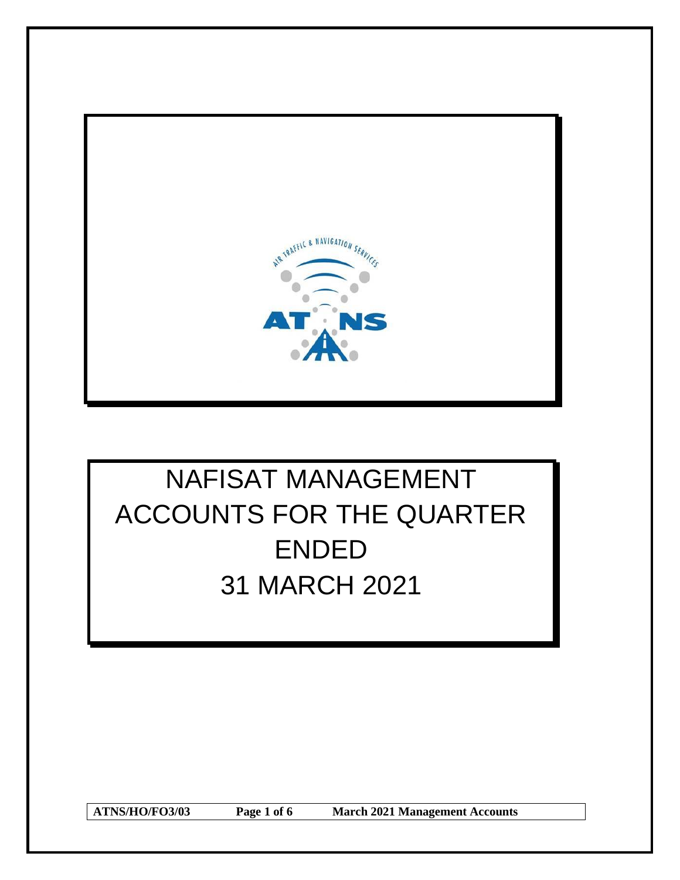# NAFISAT MANAGEMENT ACCOUNTS FOR THE QUARTER ENDED 31 MARCH 2021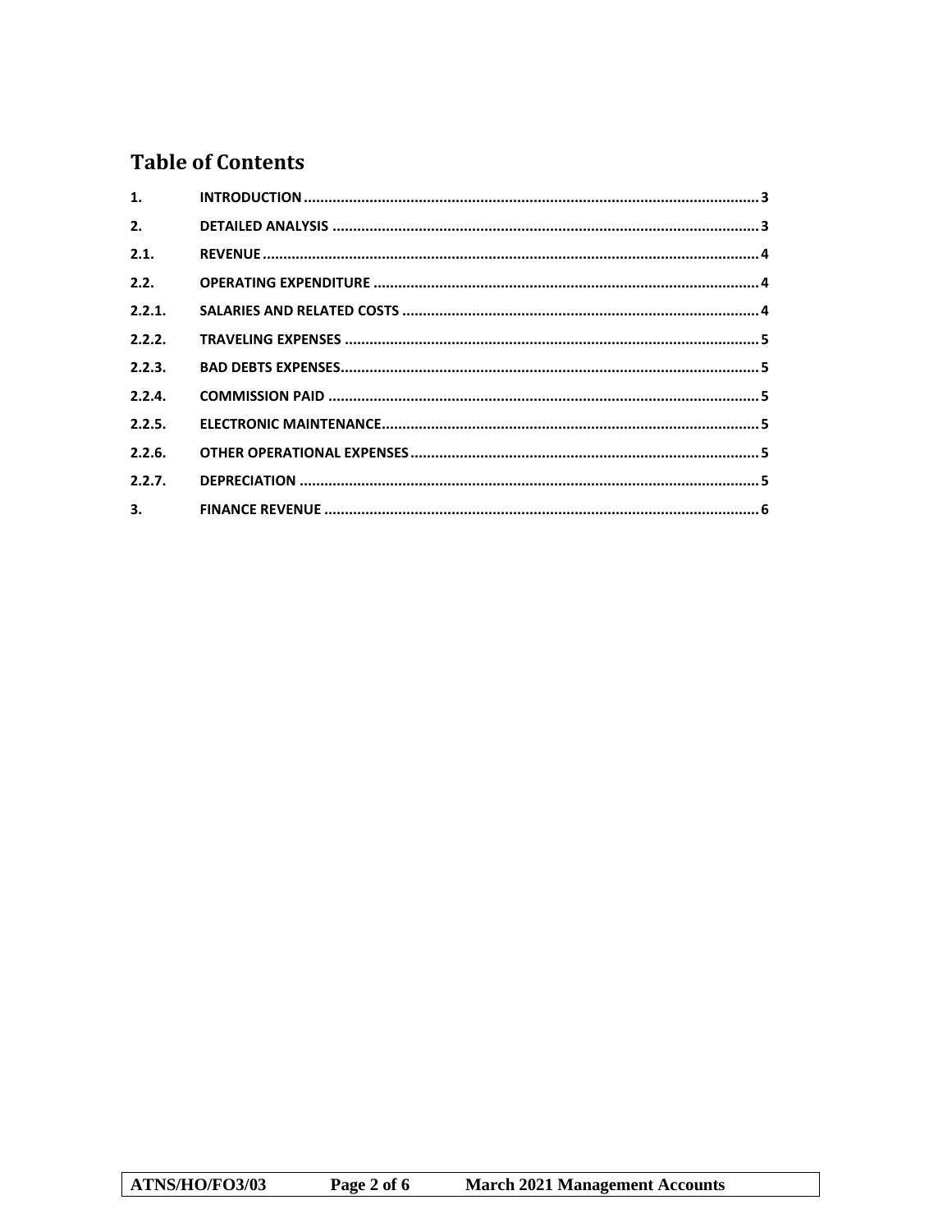# Table of Contents

| | | |
|---|---|---|
| 1. | INTRODUCTION | 3 |
| 2. | DETAILED ANALYSIS | 3 |
| 2.1. | REVENUE | 4 |
| 2.2. | OPERATING EXPENDITURE | 4 |
| 2.2.1. | SALARIES AND RELATED COSTS | 4 |
| 2.2.2. | TRAVELING EXPENSES | 5 |
| 2.2.3. | BAD DEBTS EXPENSES | 5 |
| 2.2.4. | COMMISSION PAID | 5 |
| 2.2.5. | ELECTRONIC MAINTENANCE | 5 |
| 2.2.6. | OTHER OPERATIONAL EXPENSES | 5 |
| 2.2.7. | DEPRECIATION | 5 |
| 3. | FINANCE REVENUE | 6 |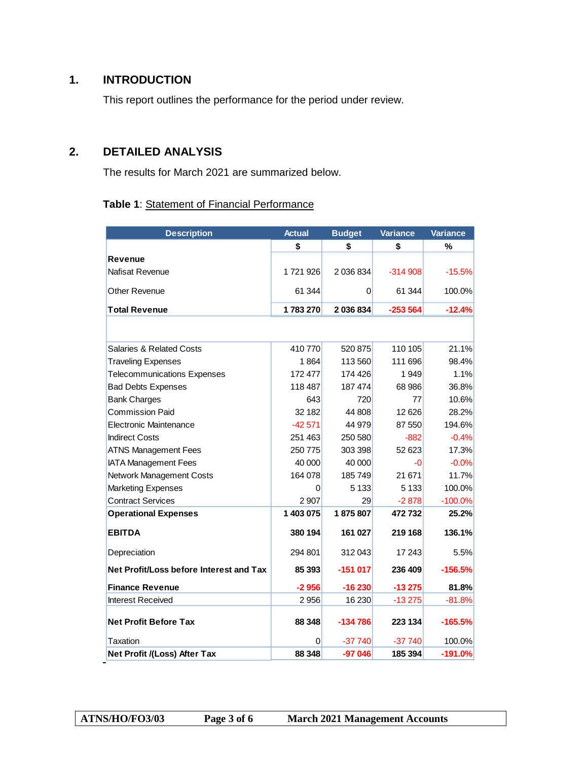## 1. INTRODUCTION

This report outlines the performance for the period under review.

## 2. DETAILED ANALYSIS

The results for March 2021 are summarized below.

**Table 1**: Statement of Financial Performance

| Description | Actual | Budget | Variance | Variance |
|---|---|---|---|---|
| | $ | $ | $ | % |
| **Revenue** | | | | |
| Nafisat Revenue | 1 721 926 | 2 036 834 | -314 908 | -15.5% |
| Other Revenue | 61 344 | 0 | 61 344 | 100.0% |
| **Total Revenue** | **1 783 270** | **2 036 834** | **-253 564** | **-12.4%** |
| | | | | |
| Salaries & Related Costs | 410 770 | 520 875 | 110 105 | 21.1% |
| Traveling Expenses | 1 864 | 113 560 | 111 696 | 98.4% |
| Telecommunications Expenses | 172 477 | 174 426 | 1 949 | 1.1% |
| Bad Debts Expenses | 118 487 | 187 474 | 68 986 | 36.8% |
| Bank Charges | 643 | 720 | 77 | 10.6% |
| Commission Paid | 32 182 | 44 808 | 12 626 | 28.2% |
| Electronic Maintenance | -42 571 | 44 979 | 87 550 | 194.6% |
| Indirect Costs | 251 463 | 250 580 | -882 | -0.4% |
| ATNS Management Fees | 250 775 | 303 398 | 52 623 | 17.3% |
| IATA Management Fees | 40 000 | 40 000 | -0 | -0.0% |
| Network Management Costs | 164 078 | 185 749 | 21 671 | 11.7% |
| Marketing Expenses | 0 | 5 133 | 5 133 | 100.0% |
| Contract Services | 2 907 | 29 | -2 878 | -100.0% |
| **Operational Expenses** | **1 403 075** | **1 875 807** | **472 732** | **25.2%** |
| **EBITDA** | **380 194** | **161 027** | **219 168** | **136.1%** |
| Depreciation | 294 801 | 312 043 | 17 243 | 5.5% |
| **Net Profit/Loss before Interest and Tax** | **85 393** | **-151 017** | **236 409** | **-156.5%** |
| **Finance Revenue** | **-2 956** | **-16 230** | **-13 275** | **81.8%** |
| Interest Received | 2 956 | 16 230 | -13 275 | -81.8% |
| **Net Profit Before Tax** | **88 348** | **-134 786** | **223 134** | **-165.5%** |
| Taxation | 0 | -37 740 | -37 740 | 100.0% |
| **Net Profit /(Loss) After Tax** | **88 348** | **-97 046** | **185 394** | **-191.0%** |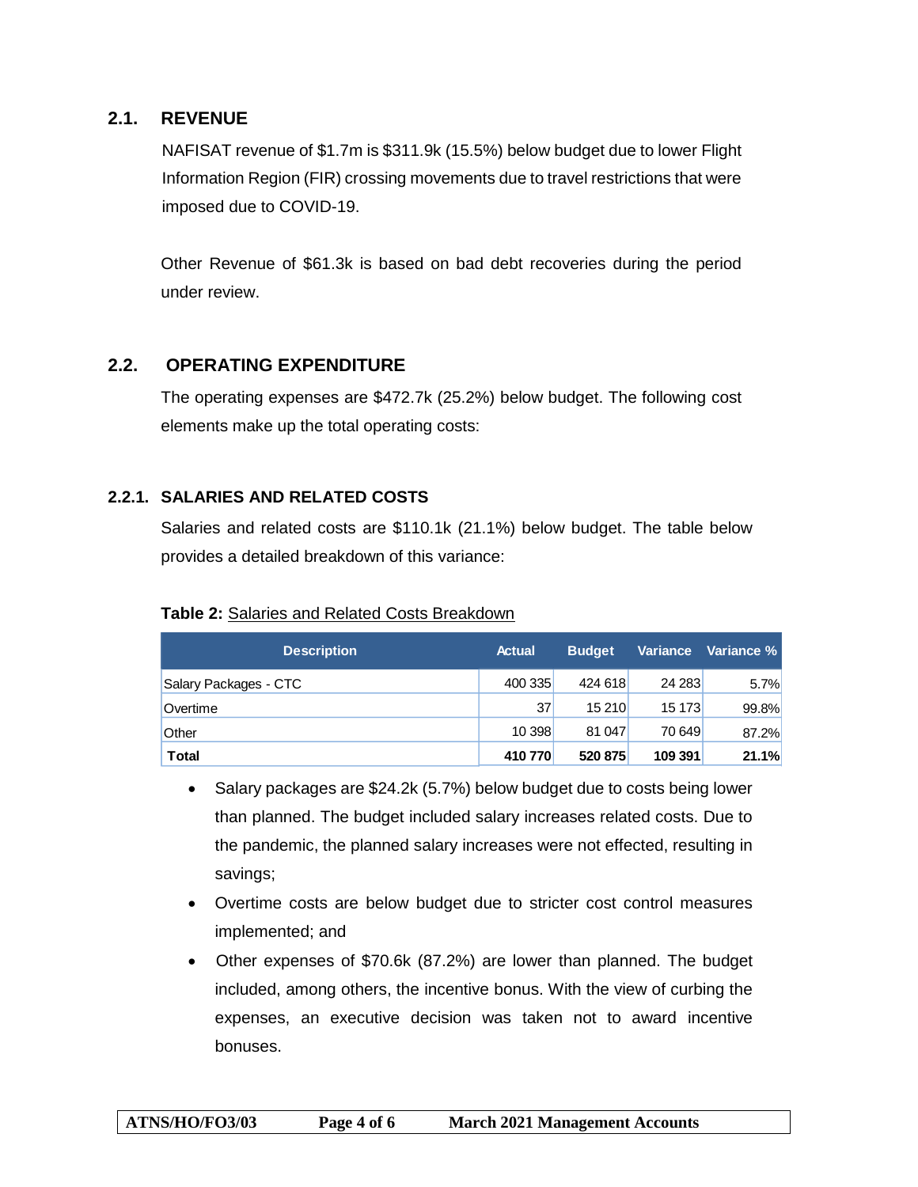## 2.1. REVENUE

NAFISAT revenue of $1.7m is $311.9k (15.5%) below budget due to lower Flight Information Region (FIR) crossing movements due to travel restrictions that were imposed due to COVID-19.

Other Revenue of $61.3k is based on bad debt recoveries during the period under review.

## 2.2. OPERATING EXPENDITURE

The operating expenses are $472.7k (25.2%) below budget. The following cost elements make up the total operating costs:

### 2.2.1. SALARIES AND RELATED COSTS

Salaries and related costs are $110.1k (21.1%) below budget. The table below provides a detailed breakdown of this variance:

**Table 2:** Salaries and Related Costs Breakdown

| Description | Actual | Budget | Variance | Variance % |
|---|---|---|---|---|
| Salary Packages - CTC | 400 335 | 424 618 | 24 283 | 5.7% |
| Overtime | 37 | 15 210 | 15 173 | 99.8% |
| Other | 10 398 | 81 047 | 70 649 | 87.2% |
| **Total** | **410 770** | **520 875** | **109 391** | **21.1%** |

- Salary packages are $24.2k (5.7%) below budget due to costs being lower than planned. The budget included salary increases related costs. Due to the pandemic, the planned salary increases were not effected, resulting in savings;
- Overtime costs are below budget due to stricter cost control measures implemented; and
- Other expenses of $70.6k (87.2%) are lower than planned. The budget included, among others, the incentive bonus. With the view of curbing the expenses, an executive decision was taken not to award incentive bonuses.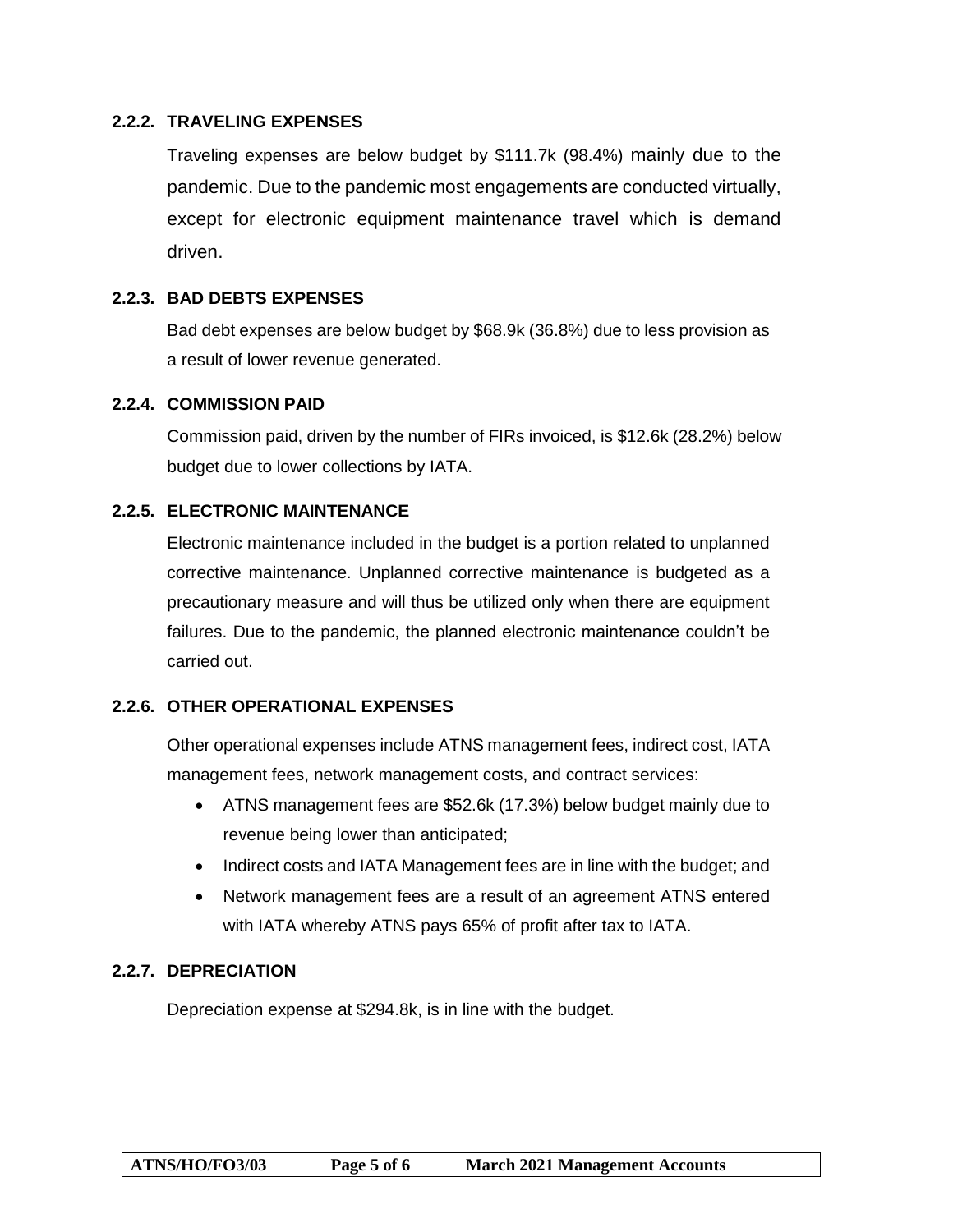### 2.2.2. TRAVELING EXPENSES

Traveling expenses are below budget by $111.7k (98.4%) mainly due to the pandemic. Due to the pandemic most engagements are conducted virtually, except for electronic equipment maintenance travel which is demand driven.

### 2.2.3. BAD DEBTS EXPENSES

Bad debt expenses are below budget by $68.9k (36.8%) due to less provision as a result of lower revenue generated.

### 2.2.4. COMMISSION PAID

Commission paid, driven by the number of FIRs invoiced, is $12.6k (28.2%) below budget due to lower collections by IATA.

### 2.2.5. ELECTRONIC MAINTENANCE

Electronic maintenance included in the budget is a portion related to unplanned corrective maintenance. Unplanned corrective maintenance is budgeted as a precautionary measure and will thus be utilized only when there are equipment failures. Due to the pandemic, the planned electronic maintenance couldn't be carried out.

### 2.2.6. OTHER OPERATIONAL EXPENSES

Other operational expenses include ATNS management fees, indirect cost, IATA management fees, network management costs, and contract services:

- ATNS management fees are $52.6k (17.3%) below budget mainly due to revenue being lower than anticipated;
- Indirect costs and IATA Management fees are in line with the budget; and
- Network management fees are a result of an agreement ATNS entered with IATA whereby ATNS pays 65% of profit after tax to IATA.

### 2.2.7. DEPRECIATION

Depreciation expense at $294.8k, is in line with the budget.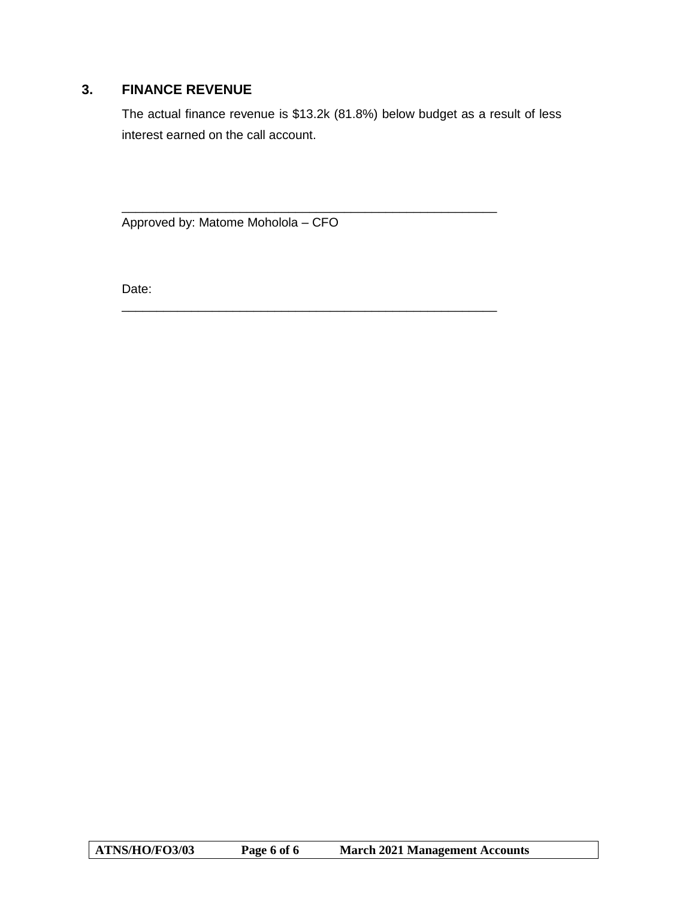## 3. FINANCE REVENUE

The actual finance revenue is $13.2k (81.8%) below budget as a result of less interest earned on the call account.

\_\_\_\_\_\_\_\_\_\_\_\_\_\_\_\_\_\_\_\_\_\_\_\_\_\_\_\_\_\_\_\_\_\_\_\_\_\_\_\_\_\_\_\_\_\_\_\_\_\_\_\_\_\_

Approved by: Matome Mohlola – CFO

Date: \_\_\_\_\_\_\_\_\_\_\_\_\_\_\_\_\_\_\_\_\_\_\_\_\_\_\_\_\_\_\_\_\_\_\_\_\_\_\_\_\_\_\_\_\_\_\_\_\_\_\_\_\_\_